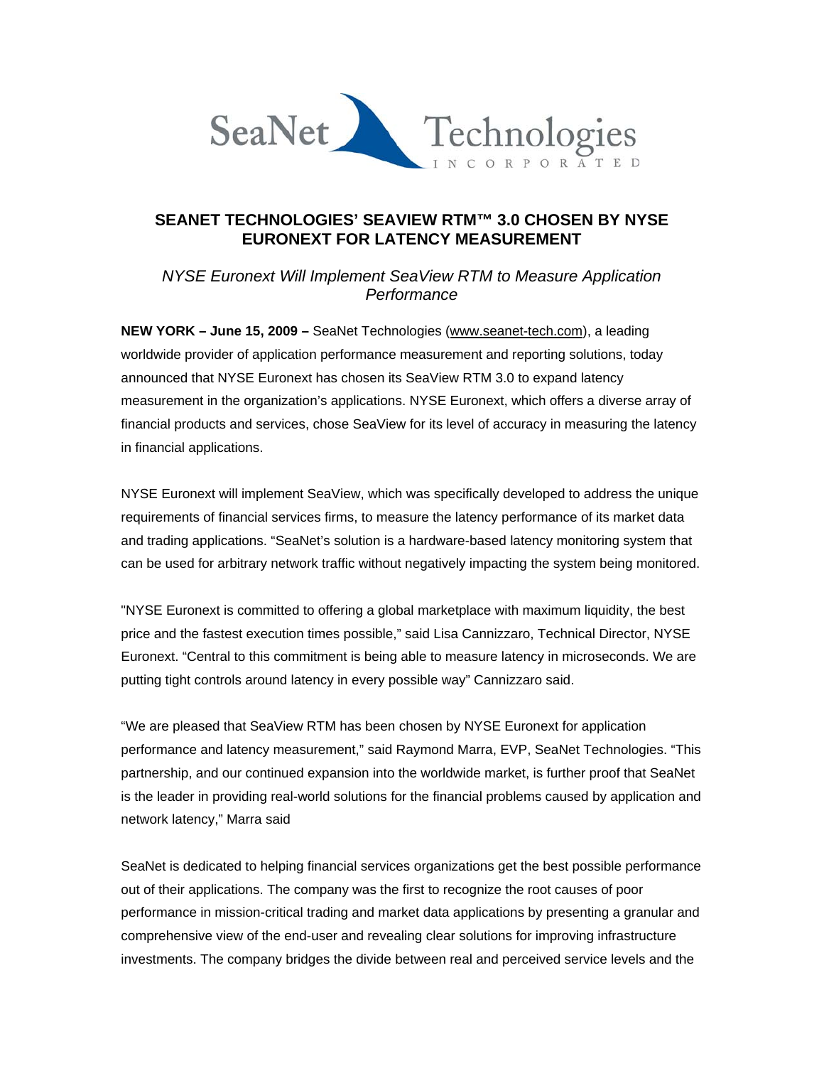# SEANET TECHNOLOGIES' SEAVIEW RTM™ 3.0 CHOSEN BY NYSE EURONEXT FOR LATENCY MEASUREMENT

*NYSE Euronext Will Implement SeaView RTM to Measure Application Performance*

**NEW YORK – June 15, 2009 –** SeaNet Technologies (www.seanet-tech.com), a leading worldwide provider of application performance measurement and reporting solutions, today announced that NYSE Euronext has chosen its SeaView RTM 3.0 to expand latency measurement in the organization's applications. NYSE Euronext, which offers a diverse array of financial products and services, chose SeaView for its level of accuracy in measuring the latency in financial applications.

NYSE Euronext will implement SeaView, which was specifically developed to address the unique requirements of financial services firms, to measure the latency performance of its market data and trading applications. "SeaNet's solution is a hardware-based latency monitoring system that can be used for arbitrary network traffic without negatively impacting the system being monitored.

"NYSE Euronext is committed to offering a global marketplace with maximum liquidity, the best price and the fastest execution times possible," said Lisa Cannizzaro, Technical Director, NYSE Euronext. "Central to this commitment is being able to measure latency in microseconds. We are putting tight controls around latency in every possible way" Cannizzaro said.

"We are pleased that SeaView RTM has been chosen by NYSE Euronext for application performance and latency measurement," said Raymond Marra, EVP, SeaNet Technologies. "This partnership, and our continued expansion into the worldwide market, is further proof that SeaNet is the leader in providing real-world solutions for the financial problems caused by application and network latency," Marra said

SeaNet is dedicated to helping financial services organizations get the best possible performance out of their applications. The company was the first to recognize the root causes of poor performance in mission-critical trading and market data applications by presenting a granular and comprehensive view of the end-user and revealing clear solutions for improving infrastructure investments. The company bridges the divide between real and perceived service levels and the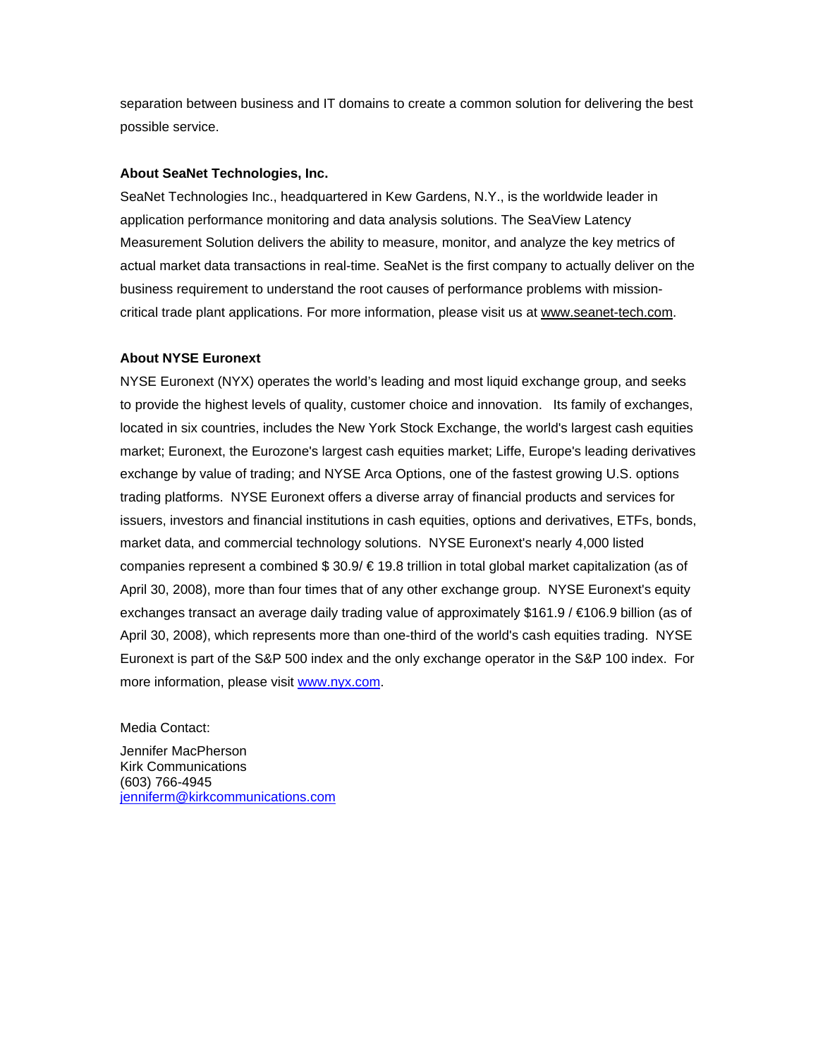separation between business and IT domains to create a common solution for delivering the best possible service.

**About SeaNet Technologies, Inc.**

SeaNet Technologies Inc., headquartered in Kew Gardens, N.Y., is the worldwide leader in application performance monitoring and data analysis solutions. The SeaView Latency Measurement Solution delivers the ability to measure, monitor, and analyze the key metrics of actual market data transactions in real-time. SeaNet is the first company to actually deliver on the business requirement to understand the root causes of performance problems with mission-critical trade plant applications. For more information, please visit us at www.seanet-tech.com.

**About NYSE Euronext**

NYSE Euronext (NYX) operates the world's leading and most liquid exchange group, and seeks to provide the highest levels of quality, customer choice and innovation. Its family of exchanges, located in six countries, includes the New York Stock Exchange, the world's largest cash equities market; Euronext, the Eurozone's largest cash equities market; Liffe, Europe's leading derivatives exchange by value of trading; and NYSE Arca Options, one of the fastest growing U.S. options trading platforms. NYSE Euronext offers a diverse array of financial products and services for issuers, investors and financial institutions in cash equities, options and derivatives, ETFs, bonds, market data, and commercial technology solutions. NYSE Euronext's nearly 4,000 listed companies represent a combined $ 30.9/ € 19.8 trillion in total global market capitalization (as of April 30, 2008), more than four times that of any other exchange group. NYSE Euronext's equity exchanges transact an average daily trading value of approximately $161.9 / €106.9 billion (as of April 30, 2008), which represents more than one-third of the world's cash equities trading. NYSE Euronext is part of the S&P 500 index and the only exchange operator in the S&P 100 index. For more information, please visit www.nyx.com.

Media Contact:

Jennifer MacPherson
Kirk Communications
(603) 766-4945
jenniferm@kirkcommunications.com